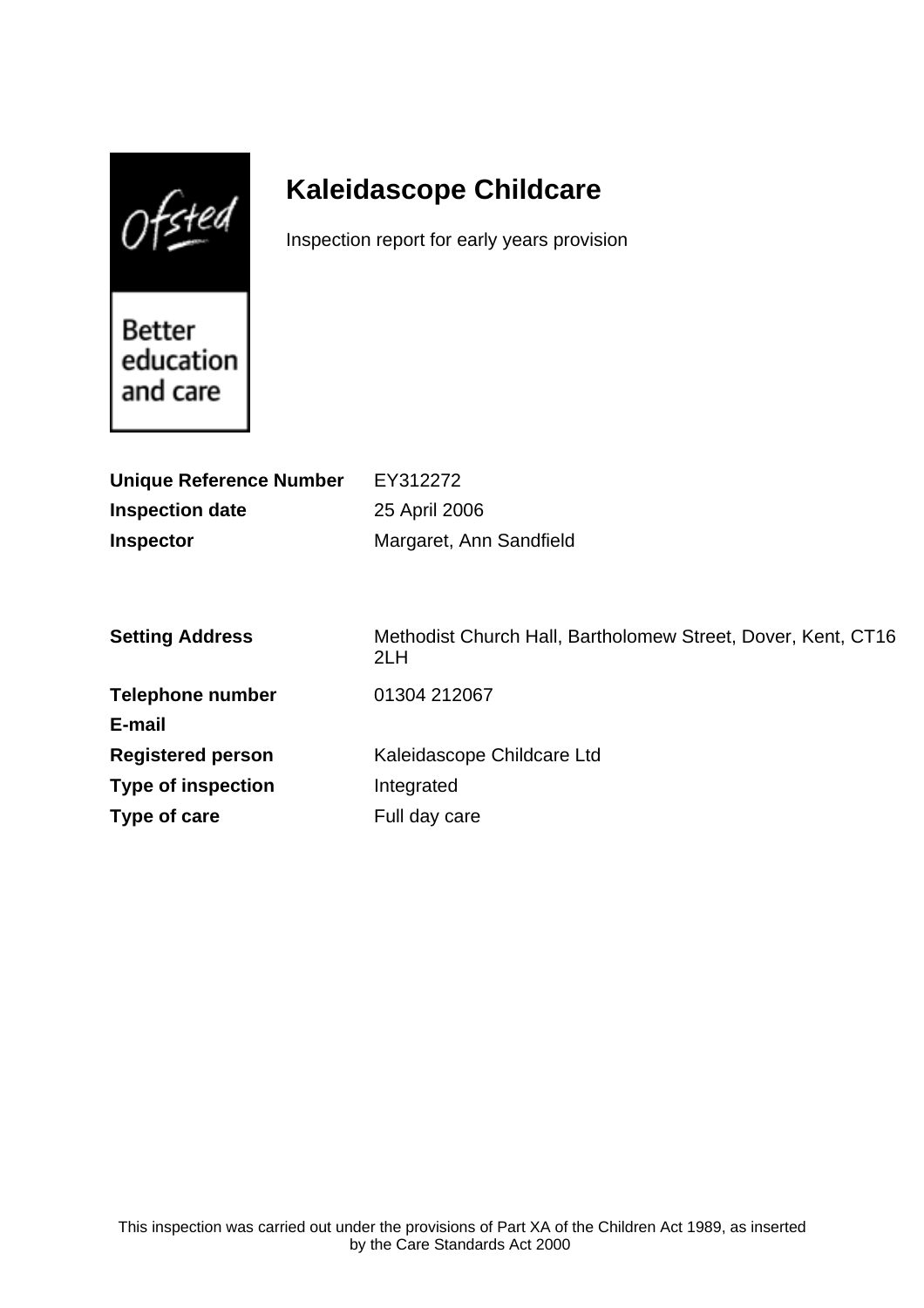# Kaleidascope Childcare

Inspection report for early years provision

| | |
|---|---|
| **Unique Reference Number** | EY312272 |
| **Inspection date** | 25 April 2006 |
| **Inspector** | Margaret, Ann Sandfield |
| **Setting Address** | Methodist Church Hall, Bartholomew Street, Dover, Kent, CT16 2LH |
| **Telephone number** | 01304 212067 |
| **E-mail** | |
| **Registered person** | Kaleidascope Childcare Ltd |
| **Type of inspection** | Integrated |
| **Type of care** | Full day care |

This inspection was carried out under the provisions of Part XA of the Children Act 1989, as inserted by the Care Standards Act 2000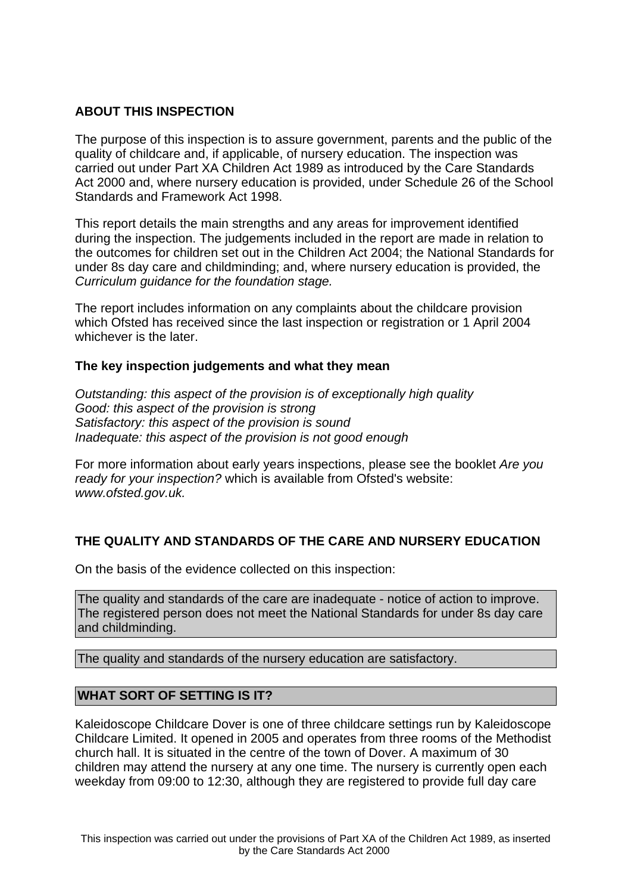## ABOUT THIS INSPECTION

The purpose of this inspection is to assure government, parents and the public of the quality of childcare and, if applicable, of nursery education. The inspection was carried out under Part XA Children Act 1989 as introduced by the Care Standards Act 2000 and, where nursery education is provided, under Schedule 26 of the School Standards and Framework Act 1998.

This report details the main strengths and any areas for improvement identified during the inspection. The judgements included in the report are made in relation to the outcomes for children set out in the Children Act 2004; the National Standards for under 8s day care and childminding; and, where nursery education is provided, the *Curriculum guidance for the foundation stage.*

The report includes information on any complaints about the childcare provision which Ofsted has received since the last inspection or registration or 1 April 2004 whichever is the later.

### The key inspection judgements and what they mean

*Outstanding: this aspect of the provision is of exceptionally high quality*
*Good: this aspect of the provision is strong*
*Satisfactory: this aspect of the provision is sound*
*Inadequate: this aspect of the provision is not good enough*

For more information about early years inspections, please see the booklet *Are you ready for your inspection?* which is available from Ofsted's website: *www.ofsted.gov.uk.*

## THE QUALITY AND STANDARDS OF THE CARE AND NURSERY EDUCATION

On the basis of the evidence collected on this inspection:

The quality and standards of the care are inadequate - notice of action to improve. The registered person does not meet the National Standards for under 8s day care and childminding.

The quality and standards of the nursery education are satisfactory.

## WHAT SORT OF SETTING IS IT?

Kaleidoscope Childcare Dover is one of three childcare settings run by Kaleidoscope Childcare Limited. It opened in 2005 and operates from three rooms of the Methodist church hall. It is situated in the centre of the town of Dover. A maximum of 30 children may attend the nursery at any one time. The nursery is currently open each weekday from 09:00 to 12:30, although they are registered to provide full day care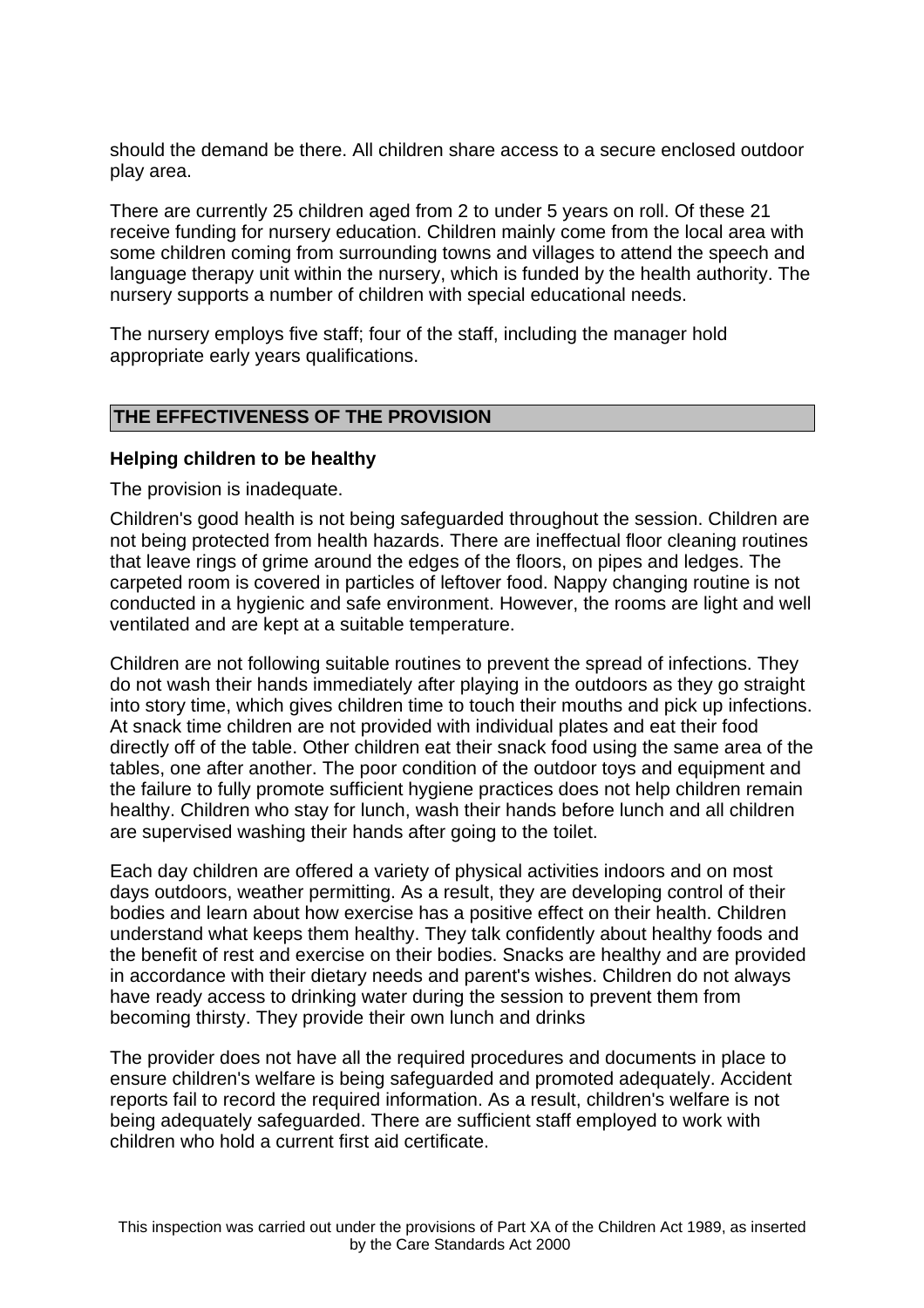should the demand be there. All children share access to a secure enclosed outdoor play area.

There are currently 25 children aged from 2 to under 5 years on roll. Of these 21 receive funding for nursery education. Children mainly come from the local area with some children coming from surrounding towns and villages to attend the speech and language therapy unit within the nursery, which is funded by the health authority. The nursery supports a number of children with special educational needs.

The nursery employs five staff; four of the staff, including the manager hold appropriate early years qualifications.

## THE EFFECTIVENESS OF THE PROVISION

### Helping children to be healthy

The provision is inadequate.

Children's good health is not being safeguarded throughout the session. Children are not being protected from health hazards. There are ineffectual floor cleaning routines that leave rings of grime around the edges of the floors, on pipes and ledges. The carpeted room is covered in particles of leftover food. Nappy changing routine is not conducted in a hygienic and safe environment. However, the rooms are light and well ventilated and are kept at a suitable temperature.

Children are not following suitable routines to prevent the spread of infections. They do not wash their hands immediately after playing in the outdoors as they go straight into story time, which gives children time to touch their mouths and pick up infections. At snack time children are not provided with individual plates and eat their food directly off of the table. Other children eat their snack food using the same area of the tables, one after another. The poor condition of the outdoor toys and equipment and the failure to fully promote sufficient hygiene practices does not help children remain healthy. Children who stay for lunch, wash their hands before lunch and all children are supervised washing their hands after going to the toilet.

Each day children are offered a variety of physical activities indoors and on most days outdoors, weather permitting. As a result, they are developing control of their bodies and learn about how exercise has a positive effect on their health. Children understand what keeps them healthy. They talk confidently about healthy foods and the benefit of rest and exercise on their bodies. Snacks are healthy and are provided in accordance with their dietary needs and parent's wishes. Children do not always have ready access to drinking water during the session to prevent them from becoming thirsty. They provide their own lunch and drinks

The provider does not have all the required procedures and documents in place to ensure children's welfare is being safeguarded and promoted adequately. Accident reports fail to record the required information. As a result, children's welfare is not being adequately safeguarded. There are sufficient staff employed to work with children who hold a current first aid certificate.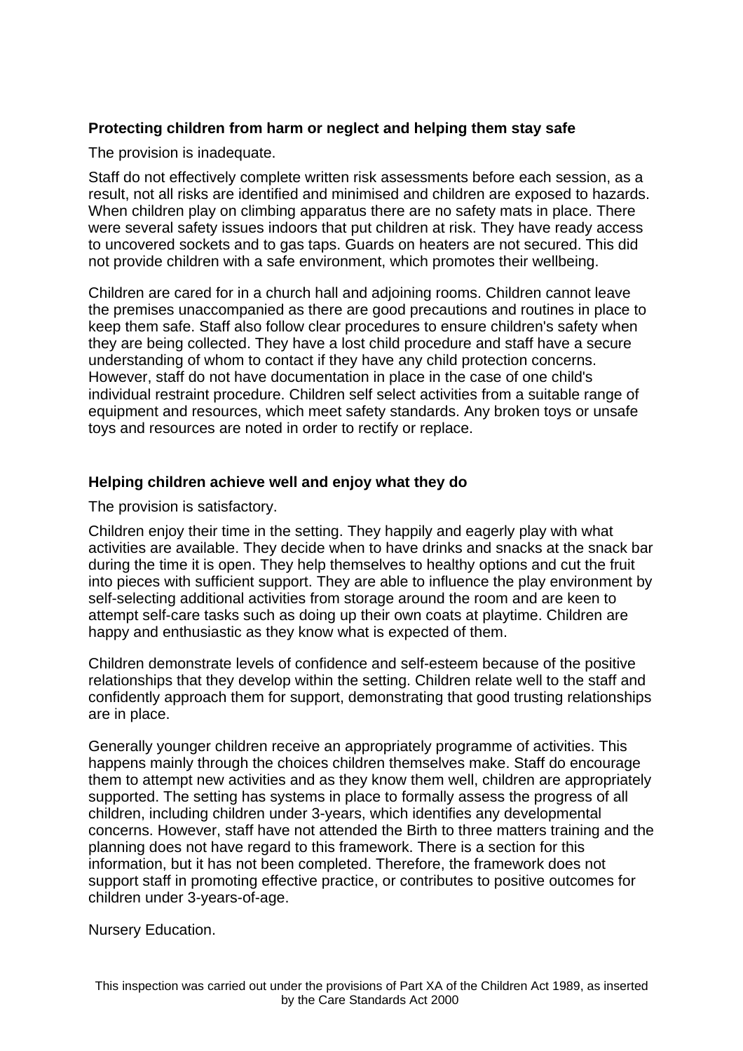**Protecting children from harm or neglect and helping them stay safe**

The provision is inadequate.

Staff do not effectively complete written risk assessments before each session, as a result, not all risks are identified and minimised and children are exposed to hazards. When children play on climbing apparatus there are no safety mats in place. There were several safety issues indoors that put children at risk. They have ready access to uncovered sockets and to gas taps. Guards on heaters are not secured. This did not provide children with a safe environment, which promotes their wellbeing.

Children are cared for in a church hall and adjoining rooms. Children cannot leave the premises unaccompanied as there are good precautions and routines in place to keep them safe. Staff also follow clear procedures to ensure children's safety when they are being collected. They have a lost child procedure and staff have a secure understanding of whom to contact if they have any child protection concerns. However, staff do not have documentation in place in the case of one child's individual restraint procedure. Children self select activities from a suitable range of equipment and resources, which meet safety standards. Any broken toys or unsafe toys and resources are noted in order to rectify or replace.

**Helping children achieve well and enjoy what they do**

The provision is satisfactory.

Children enjoy their time in the setting. They happily and eagerly play with what activities are available. They decide when to have drinks and snacks at the snack bar during the time it is open. They help themselves to healthy options and cut the fruit into pieces with sufficient support. They are able to influence the play environment by self-selecting additional activities from storage around the room and are keen to attempt self-care tasks such as doing up their own coats at playtime. Children are happy and enthusiastic as they know what is expected of them.

Children demonstrate levels of confidence and self-esteem because of the positive relationships that they develop within the setting. Children relate well to the staff and confidently approach them for support, demonstrating that good trusting relationships are in place.

Generally younger children receive an appropriately programme of activities. This happens mainly through the choices children themselves make. Staff do encourage them to attempt new activities and as they know them well, children are appropriately supported. The setting has systems in place to formally assess the progress of all children, including children under 3-years, which identifies any developmental concerns. However, staff have not attended the Birth to three matters training and the planning does not have regard to this framework. There is a section for this information, but it has not been completed. Therefore, the framework does not support staff in promoting effective practice, or contributes to positive outcomes for children under 3-years-of-age.

Nursery Education.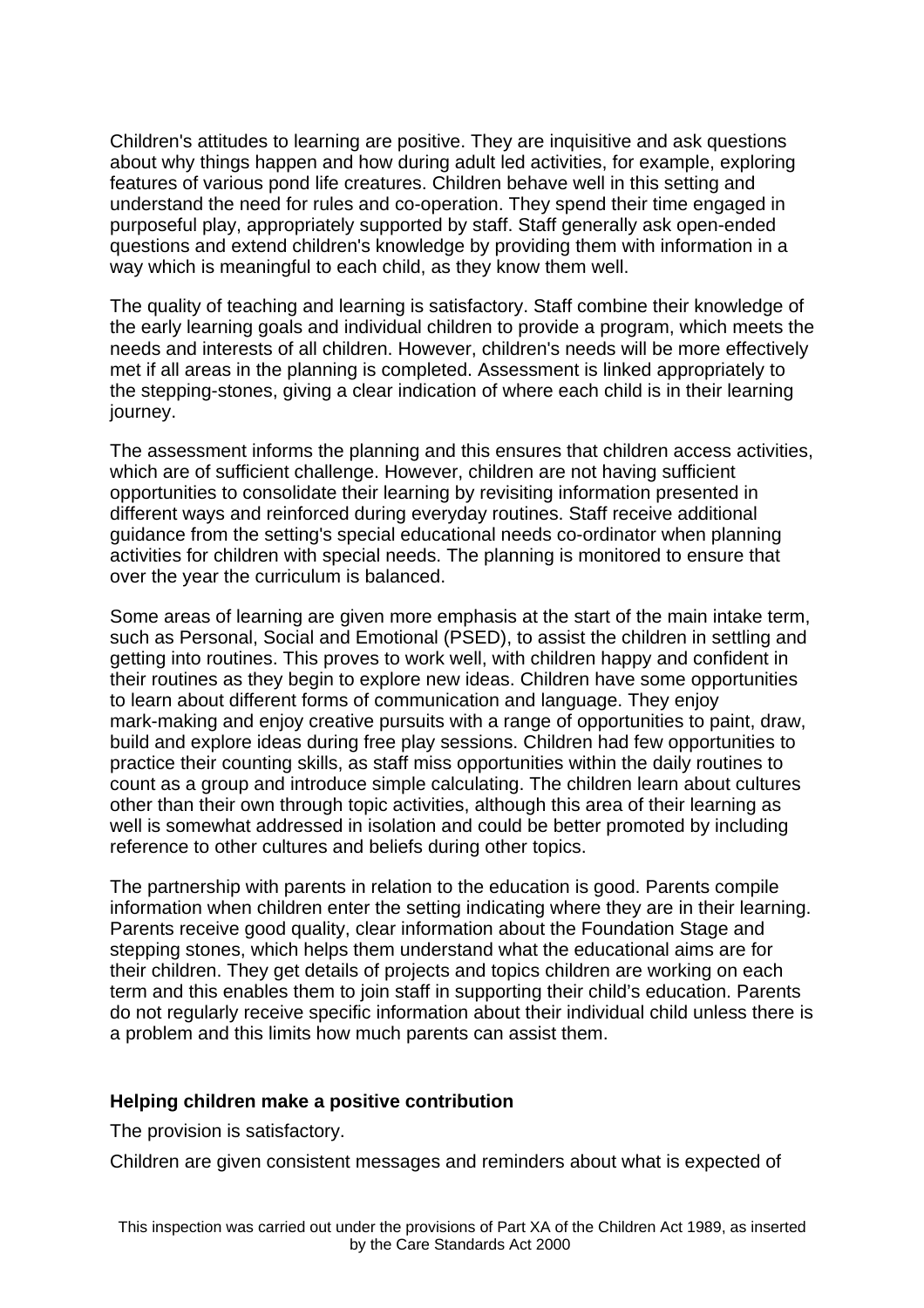Children's attitudes to learning are positive. They are inquisitive and ask questions about why things happen and how during adult led activities, for example, exploring features of various pond life creatures. Children behave well in this setting and understand the need for rules and co-operation. They spend their time engaged in purposeful play, appropriately supported by staff. Staff generally ask open-ended questions and extend children's knowledge by providing them with information in a way which is meaningful to each child, as they know them well.

The quality of teaching and learning is satisfactory. Staff combine their knowledge of the early learning goals and individual children to provide a program, which meets the needs and interests of all children. However, children's needs will be more effectively met if all areas in the planning is completed. Assessment is linked appropriately to the stepping-stones, giving a clear indication of where each child is in their learning journey.

The assessment informs the planning and this ensures that children access activities, which are of sufficient challenge. However, children are not having sufficient opportunities to consolidate their learning by revisiting information presented in different ways and reinforced during everyday routines. Staff receive additional guidance from the setting's special educational needs co-ordinator when planning activities for children with special needs. The planning is monitored to ensure that over the year the curriculum is balanced.

Some areas of learning are given more emphasis at the start of the main intake term, such as Personal, Social and Emotional (PSED), to assist the children in settling and getting into routines. This proves to work well, with children happy and confident in their routines as they begin to explore new ideas. Children have some opportunities to learn about different forms of communication and language. They enjoy mark-making and enjoy creative pursuits with a range of opportunities to paint, draw, build and explore ideas during free play sessions. Children had few opportunities to practice their counting skills, as staff miss opportunities within the daily routines to count as a group and introduce simple calculating. The children learn about cultures other than their own through topic activities, although this area of their learning as well is somewhat addressed in isolation and could be better promoted by including reference to other cultures and beliefs during other topics.

The partnership with parents in relation to the education is good. Parents compile information when children enter the setting indicating where they are in their learning. Parents receive good quality, clear information about the Foundation Stage and stepping stones, which helps them understand what the educational aims are for their children. They get details of projects and topics children are working on each term and this enables them to join staff in supporting their child's education. Parents do not regularly receive specific information about their individual child unless there is a problem and this limits how much parents can assist them.

**Helping children make a positive contribution**

The provision is satisfactory.

Children are given consistent messages and reminders about what is expected of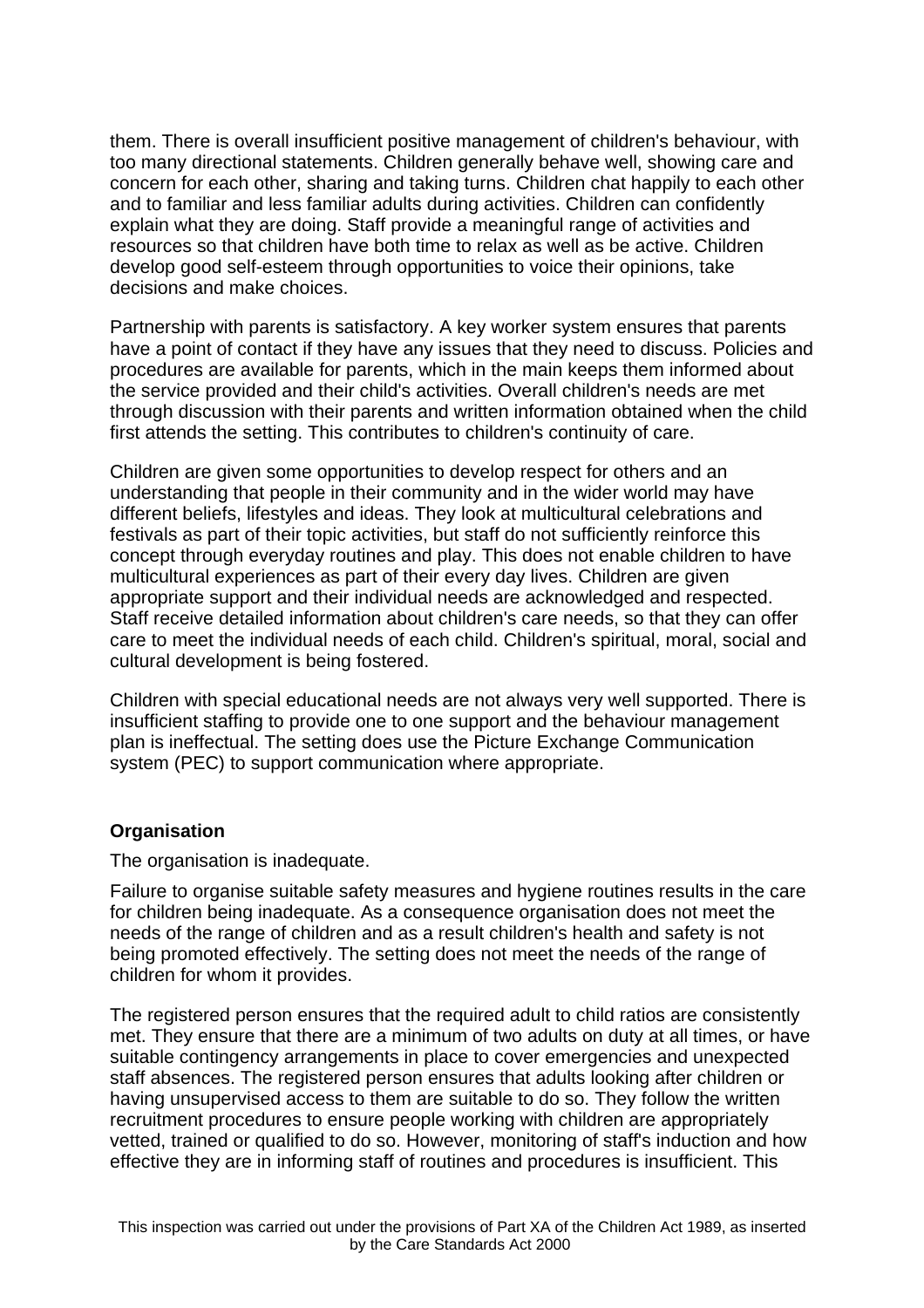them. There is overall insufficient positive management of children's behaviour, with too many directional statements. Children generally behave well, showing care and concern for each other, sharing and taking turns. Children chat happily to each other and to familiar and less familiar adults during activities. Children can confidently explain what they are doing. Staff provide a meaningful range of activities and resources so that children have both time to relax as well as be active. Children develop good self-esteem through opportunities to voice their opinions, take decisions and make choices.

Partnership with parents is satisfactory. A key worker system ensures that parents have a point of contact if they have any issues that they need to discuss. Policies and procedures are available for parents, which in the main keeps them informed about the service provided and their child's activities. Overall children's needs are met through discussion with their parents and written information obtained when the child first attends the setting. This contributes to children's continuity of care.

Children are given some opportunities to develop respect for others and an understanding that people in their community and in the wider world may have different beliefs, lifestyles and ideas. They look at multicultural celebrations and festivals as part of their topic activities, but staff do not sufficiently reinforce this concept through everyday routines and play. This does not enable children to have multicultural experiences as part of their every day lives. Children are given appropriate support and their individual needs are acknowledged and respected. Staff receive detailed information about children's care needs, so that they can offer care to meet the individual needs of each child. Children's spiritual, moral, social and cultural development is being fostered.

Children with special educational needs are not always very well supported. There is insufficient staffing to provide one to one support and the behaviour management plan is ineffectual. The setting does use the Picture Exchange Communication system (PEC) to support communication where appropriate.

### Organisation

The organisation is inadequate.

Failure to organise suitable safety measures and hygiene routines results in the care for children being inadequate. As a consequence organisation does not meet the needs of the range of children and as a result children's health and safety is not being promoted effectively. The setting does not meet the needs of the range of children for whom it provides.

The registered person ensures that the required adult to child ratios are consistently met. They ensure that there are a minimum of two adults on duty at all times, or have suitable contingency arrangements in place to cover emergencies and unexpected staff absences. The registered person ensures that adults looking after children or having unsupervised access to them are suitable to do so. They follow the written recruitment procedures to ensure people working with children are appropriately vetted, trained or qualified to do so. However, monitoring of staff's induction and how effective they are in informing staff of routines and procedures is insufficient. This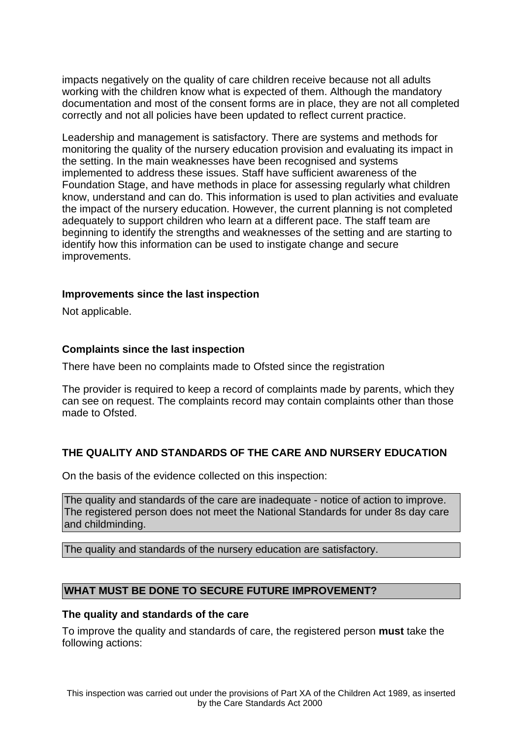impacts negatively on the quality of care children receive because not all adults working with the children know what is expected of them. Although the mandatory documentation and most of the consent forms are in place, they are not all completed correctly and not all policies have been updated to reflect current practice.

Leadership and management is satisfactory. There are systems and methods for monitoring the quality of the nursery education provision and evaluating its impact in the setting. In the main weaknesses have been recognised and systems implemented to address these issues. Staff have sufficient awareness of the Foundation Stage, and have methods in place for assessing regularly what children know, understand and can do. This information is used to plan activities and evaluate the impact of the nursery education. However, the current planning is not completed adequately to support children who learn at a different pace. The staff team are beginning to identify the strengths and weaknesses of the setting and are starting to identify how this information can be used to instigate change and secure improvements.

### Improvements since the last inspection

Not applicable.

### Complaints since the last inspection

There have been no complaints made to Ofsted since the registration

The provider is required to keep a record of complaints made by parents, which they can see on request. The complaints record may contain complaints other than those made to Ofsted.

### THE QUALITY AND STANDARDS OF THE CARE AND NURSERY EDUCATION

On the basis of the evidence collected on this inspection:

The quality and standards of the care are inadequate - notice of action to improve. The registered person does not meet the National Standards for under 8s day care and childminding.

The quality and standards of the nursery education are satisfactory.

## WHAT MUST BE DONE TO SECURE FUTURE IMPROVEMENT?

### The quality and standards of the care

To improve the quality and standards of care, the registered person **must** take the following actions:

This inspection was carried out under the provisions of Part XA of the Children Act 1989, as inserted by the Care Standards Act 2000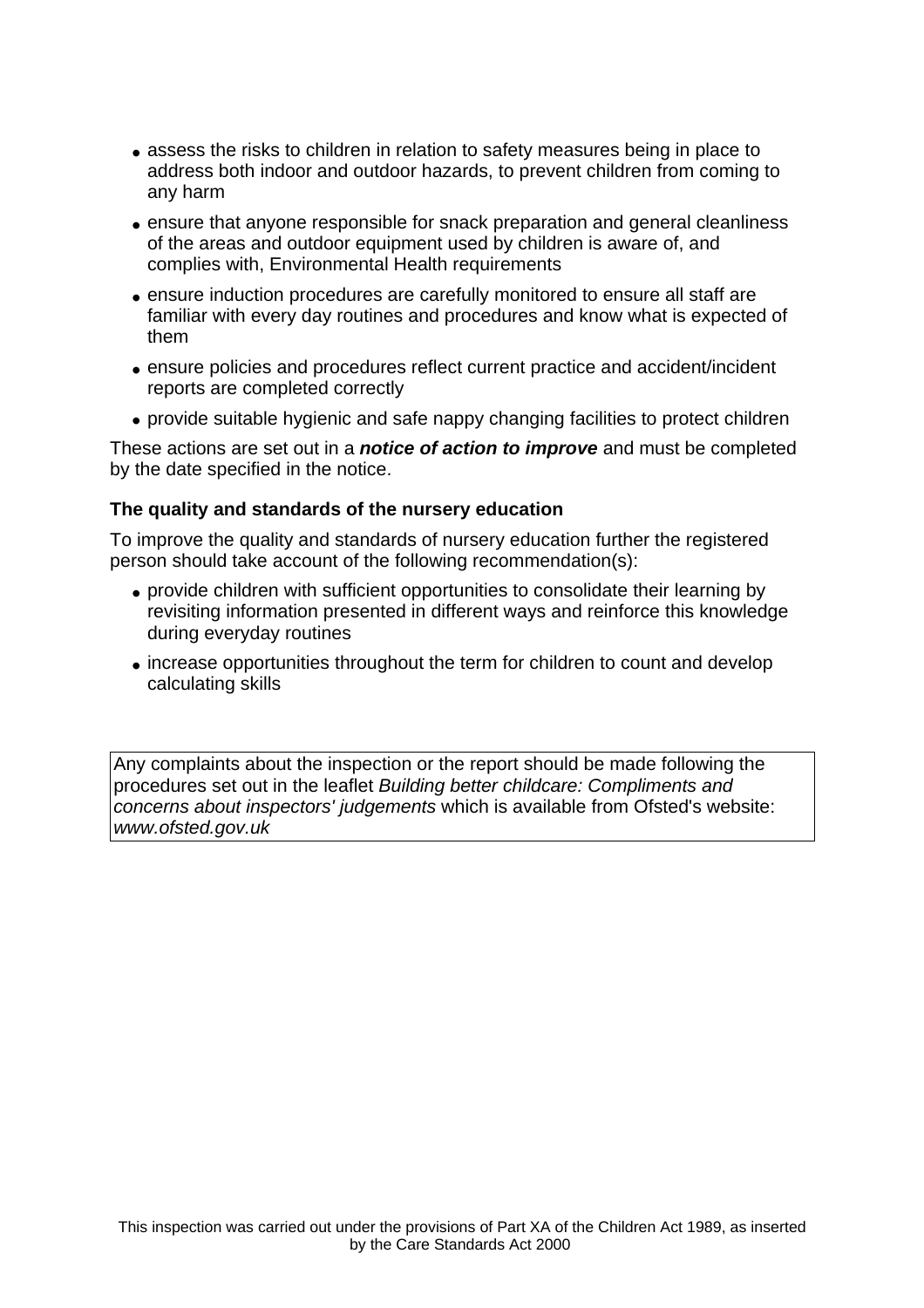- assess the risks to children in relation to safety measures being in place to address both indoor and outdoor hazards, to prevent children from coming to any harm
- ensure that anyone responsible for snack preparation and general cleanliness of the areas and outdoor equipment used by children is aware of, and complies with, Environmental Health requirements
- ensure induction procedures are carefully monitored to ensure all staff are familiar with every day routines and procedures and know what is expected of them
- ensure policies and procedures reflect current practice and accident/incident reports are completed correctly
- provide suitable hygienic and safe nappy changing facilities to protect children

These actions are set out in a ***notice of action to improve*** and must be completed by the date specified in the notice.

### The quality and standards of the nursery education

To improve the quality and standards of nursery education further the registered person should take account of the following recommendation(s):

- provide children with sufficient opportunities to consolidate their learning by revisiting information presented in different ways and reinforce this knowledge during everyday routines
- increase opportunities throughout the term for children to count and develop calculating skills

Any complaints about the inspection or the report should be made following the procedures set out in the leaflet *Building better childcare: Compliments and concerns about inspectors' judgements* which is available from Ofsted's website: *www.ofsted.gov.uk*

This inspection was carried out under the provisions of Part XA of the Children Act 1989, as inserted by the Care Standards Act 2000